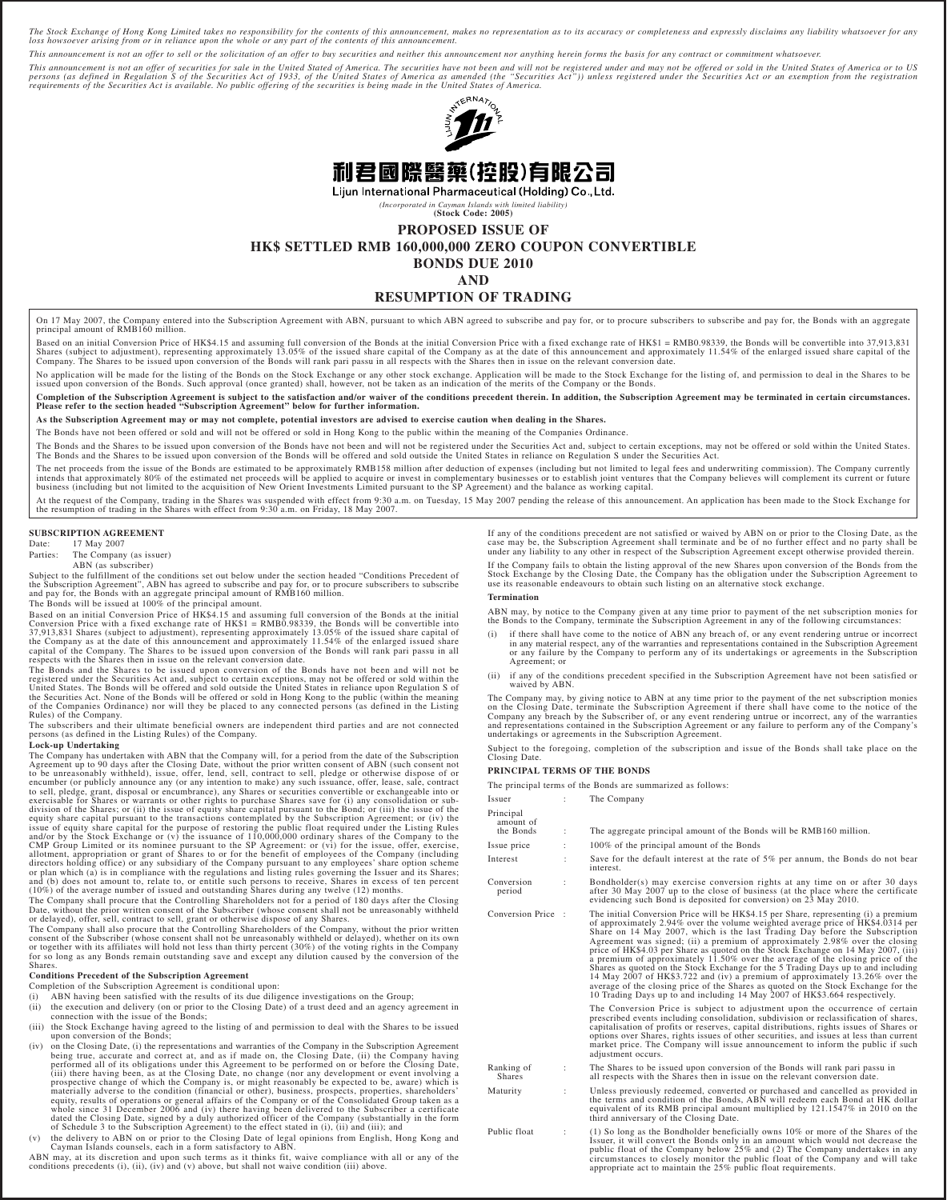*The Stock Exchange of Hong Kong Limited takes no responsibility for the contents of this announcement, makes no representation as to its accuracy or completeness and expressly disclaims any liability whatsoever for any loss howsoever arising from or in reliance upon the whole or any part of the contents of this announcement.*

*This announcement is not an offer to sell or the solicitation of an offer to buy securities and neither this announcement nor anything herein forms the basis for any contract or commitment whatsoever.*

*This announcement is not an offer of securities for sale in the United Stated of America. The securities have not been and will not be registered under and may not be offered or sold in the United States of America or to US persons (as defined in Regulation S of the Securities Act of 1933, of the United States of America as amended (the "Securities Act")) unless registered under the Securities Act or an exemption from the registration requirements of the Securities Act is available. No public offering of the securities is being made in the United States of America.*

# 利君國際醫藥(控股)有限公司

**Lijun International Pharmaceutical (Holding) Co., Ltd.**

*(Incorporated in Cayman Islands with limited liability)*

**(Stock Code: 2005)**

# PROPOSED ISSUE OF HK$ SETTLED RMB 160,000,000 ZERO COUPON CONVERTIBLE BONDS DUE 2010 AND RESUMPTION OF TRADING

On 17 May 2007, the Company entered into the Subscription Agreement with ABN, pursuant to which ABN agreed to subscribe and pay for, or to procure subscribers to subscribe and pay for, the Bonds with an aggregate principal amount of RMB160 million.

Based on an initial Conversion Price of HK$4.15 and assuming full conversion of the Bonds at the initial Conversion Price with a fixed exchange rate of HK$1 = RMB0.98339, the Bonds will be convertible into 37,913,831 Shares (subject to adjustment), representing approximately 13.05% of the issued share capital of the Company as at the date of this announcement and approximately 11.54% of the enlarged issued share capital of the Company. The Shares to be issued upon conversion of the Bonds will rank pari passu in all respects with the Shares then in issue on the relevant conversion date.

No application will be made for the listing of the Bonds on the Stock Exchange or any other stock exchange. Application will be made to the Stock Exchange for the listing of, and permission to deal in the Shares to be issued upon conversion of the Bonds. Such approval (once granted) shall, however, not be taken as an indication of the merits of the Company or the Bonds.

**Completion of the Subscription Agreement is subject to the satisfaction and/or waiver of the conditions precedent therein. In addition, the Subscription Agreement may be terminated in certain circumstances. Please refer to the section headed "Subscription Agreement" below for further information.**

**As the Subscription Agreement may or may not complete, potential investors are advised to exercise caution when dealing in the Shares.**

The Bonds have not been offered or sold and will not be offered or sold in Hong Kong to the public within the meaning of the Companies Ordinance.

The Bonds and the Shares to be issued upon conversion of the Bonds have not been and will not be registered under the Securities Act and, subject to certain exceptions, may not be offered or sold within the United States. The Bonds and the Shares to be issued upon conversion of the Bonds will be offered and sold outside the United States in reliance on Regulation S under the Securities Act.

The net proceeds from the issue of the Bonds are estimated to be approximately RMB158 million after deduction of expenses (including but not limited to legal fees and underwriting commission). The Company currently intends that approximately 80% of the estimated net proceeds will be applied to acquire or invest in complementary businesses or to establish joint ventures that the Company believes will complement its current or future business (including but not limited to the acquisition of New Orient Investments Limited pursuant to the SP Agreement) and the balance as working capital.

At the request of the Company, trading in the Shares was suspended with effect from 9:30 a.m. on Tuesday, 15 May 2007 pending the release of this announcement. An application has been made to the Stock Exchange for the resumption of trading in the Shares with effect from 9:30 a.m. on Friday, 18 May 2007.

## SUBSCRIPTION AGREEMENT

Date: 17 May 2007

Parties: The Company (as issuer)
ABN (as subscriber)

Subject to the fulfillment of the conditions set out below under the section headed "Conditions Precedent of the Subscription Agreement", ABN has agreed to subscribe and pay for, or to procure subscribers to subscribe and pay for, the Bonds with an aggregate principal amount of RMB160 million.

The Bonds will be issued at 100% of the principal amount.

Based on an initial Conversion Price of HK$4.15 and assuming full conversion of the Bonds at the initial Conversion Price with a fixed exchange rate of HK$1 = RMB0.98339, the Bonds will be convertible into 37,913,831 Shares (subject to adjustment), representing approximately 13.05% of the issued share capital of the Company as at the date of this announcement and approximately 11.54% of the enlarged issued share capital of the Company. The Shares to be issued upon conversion of the Bonds will rank pari passu in all respects with the Shares then in issue on the relevant conversion date.

The Bonds and the Shares to be issued upon conversion of the Bonds have not been and will not be registered under the Securities Act and, subject to certain exceptions, may not be offered or sold within the United States. The Bonds will be offered and sold outside the United States in reliance upon Regulation S of the Securities Act. None of the Bonds will be offered or sold in Hong Kong to the public (within the meaning of the Companies Ordinance) nor will they be placed to any connected persons (as defined in the Listing Rules) of the Company.

The subscribers and their ultimate beneficial owners are independent third parties and are not connected persons (as defined in the Listing Rules) of the Company.

### Lock-up Undertaking

The Company has undertaken with ABN that the Company will, for a period from the date of the Subscription Agreement up to 90 days after the Closing Date, without the prior written consent of ABN (such consent not to be unreasonably withheld), issue, offer, lend, sell, contract to sell, pledge or otherwise dispose of or encumber (or publicly announce any (or any intention to make) any such issuance, offer, lease, sale, contract to sell, pledge, grant, disposal or encumbrance), any Shares or securities convertible or exchangeable into or exercisable for Shares or warrants or other rights to purchase Shares save for (i) any consolidation or sub-division of the Shares; or (ii) the issue of equity share capital pursuant to the Bond; or (iii) the issue of the equity share capital pursuant to the transactions contemplated by the Subscription Agreement; or (iv) the issue of equity share capital for the purpose of restoring the public float required under the Listing Rules and/or by the Stock Exchange or (v) the issuance of 110,000,000 ordinary shares of the Company to the CMP Group Limited or its nominee pursuant to the SP Agreement: or (vi) for the issue, offer, exercise, allotment, appropriation or grant of Shares to or for the benefit of employees of the Company (including directors holding office) or any subsidiary of the Company pursuant to any employees' share option scheme or plan which (a) is in compliance with the regulations and listing rules governing the Issuer and its Shares; and (b) does not amount to, relate to, or entitle such persons to receive, Shares in excess of ten percent (10%) of the average number of issued and outstanding Shares during any twelve (12) months.

The Company shall procure that the Controlling Shareholders not for a period of 180 days after the Closing Date, without the prior written consent of the Subscriber (whose consent shall not be unreasonably withheld or delayed), offer, sell, contract to sell, grant or otherwise dispose of any Shares.

The Company shall also procure that the Controlling Shareholders of the Company, without the prior written consent of the Subscriber (whose consent shall not be unreasonably withheld or delayed), whether on its own or together with its affiliates will hold not less than thirty percent (30%) of the voting rights in the Company for so long as any Bonds remain outstanding save and except any dilution caused by the conversion of the Shares.

### Conditions Precedent of the Subscription Agreement

Completion of the Subscription Agreement is conditional upon:

(i) ABN having been satisfied with the results of its due diligence investigations on the Group;

(ii) the execution and delivery (on or prior to the Closing Date) of a trust deed and an agency agreement in connection with the issue of the Bonds;

(iii) the Stock Exchange having agreed to the listing of and permission to deal with the Shares to be issued upon conversion of the Bonds;

(iv) on the Closing Date, (i) the representations and warranties of the Company in the Subscription Agreement being true, accurate and correct at, and as if made on, the Closing Date, (ii) the Company having performed all of its obligations under this Agreement to be performed on or before the Closing Date, (iii) there having been, as at the Closing Date, no change (nor any development or event involving a prospective change of which the Company is, or might reasonably be expected to be, aware) which is materially adverse to the condition (financial or other), business, prospects, properties, shareholders' equity, results of operations or general affairs of the Company or of the Consolidated Group taken as a whole since 31 December 2006 and (iv) there having been delivered to the Subscriber a certificate dated the Closing Date, signed by a duly authorized officer of the Company (substantially in the form of Schedule 3 to the Subscription Agreement) to the effect stated in (i), (ii) and (iii); and

(v) the delivery to ABN on or prior to the Closing Date of legal opinions from English, Hong Kong and Cayman Islands counsels, each in a form satisfactory to ABN.

ABN may, at its discretion and upon such terms as it thinks fit, waive compliance with all or any of the conditions precedents (i), (ii), (iv) and (v) above, but shall not waive condition (iii) above.

If any of the conditions precedent are not satisfied or waived by ABN on or prior to the Closing Date, as the case may be, the Subscription Agreement shall terminate and be of no further effect and no party shall be under any liability to any other in respect of the Subscription Agreement except otherwise provided therein.

If the Company fails to obtain the listing approval of the new Shares upon conversion of the Bonds from the Stock Exchange by the Closing Date, the Company has the obligation under the Subscription Agreement to use its reasonable endeavours to obtain such listing on an alternative stock exchange.

### Termination

ABN may, by notice to the Company given at any time prior to payment of the net subscription monies for the Bonds to the Company, terminate the Subscription Agreement in any of the following circumstances:

(i) if there shall have come to the notice of ABN any breach of, or any event rendering untrue or incorrect in any material respect, any of the warranties and representations contained in the Subscription Agreement or any failure by the Company to perform any of its undertakings or agreements in the Subscription Agreement; or

(ii) if any of the conditions precedent specified in the Subscription Agreement have not been satisfied or waived by ABN.

The Company may, by giving notice to ABN at any time prior to the payment of the net subscription monies on the Closing Date, terminate the Subscription Agreement if there shall have come to the notice of the Company any breach by the Subscriber of, or any event rendering untrue or incorrect, any of the warranties and representations contained in the Subscription Agreement or any failure to perform any of the Company's undertakings or agreements in the Subscription Agreement.

Subject to the foregoing, completion of the subscription and issue of the Bonds shall take place on the Closing Date.

## PRINCIPAL TERMS OF THE BONDS

The principal terms of the Bonds are summarized as follows:

| | | |
|---|---|---|
| Issuer | : | The Company |
| Principal amount of the Bonds | : | The aggregate principal amount of the Bonds will be RMB160 million. |
| Issue price | : | 100% of the principal amount of the Bonds |
| Interest | : | Save for the default interest at the rate of 5% per annum, the Bonds do not bear interest. |
| Conversion period | : | Bondholder(s) may exercise conversion rights at any time on or after 30 days after 30 May 2007 up to the close of business (at the place where the certificate evidencing such Bond is deposited for conversion) on 23 May 2010. |
| Conversion Price | : | The initial Conversion Price will be HK$4.15 per Share, representing (i) a premium of approximately 2.94% over the volume weighted average price of HK$4.0314 per Share on 14 May 2007, which is the last Trading Day before the Subscription Agreement was signed; (ii) a premium of approximately 2.98% over the closing price of HK$4.03 per Share as quoted on the Stock Exchange on 14 May 2007, (iii) a premium of approximately 11.50% over the average of the closing price of the Shares as quoted on the Stock Exchange for the 5 Trading Days up to and including 14 May 2007 of HK$3.722 and (iv) a premium of approximately 13.26% over the average of the closing price of the Shares as quoted on the Stock Exchange for the 10 Trading Days up to and including 14 May 2007 of HK$3.664 respectively.<br><br>The Conversion Price is subject to adjustment upon the occurrence of certain prescribed events including consolidation, subdivision or reclassification of shares, capitalisation of profits or reserves, capital distributions, rights issues of Shares or options over Shares, rights issues of other securities, and issues at less than current market price. The Company will issue announcement to inform the public if such adjustment occurs. |
| Ranking of Shares | : | The Shares to be issued upon conversion of the Bonds will rank pari passu in all respects with the Shares then in issue on the relevant conversion date. |
| Maturity | : | Unless previously redeemed, converted or purchased and cancelled as provided in the terms and condition of the Bonds, ABN will redeem each Bond at HK dollar equivalent of its RMB principal amount multiplied by 121.1547% in 2010 on the third anniversary of the Closing Date. |
| Public float | : | (1) So long as the Bondholder beneficially owns 10% or more of the Shares of the Issuer, it will convert the Bonds only in an amount which would not decrease the public float of the Company below 25% and (2) The Company undertakes in any circumstances to closely monitor the public float of the Company and will take appropriate act to maintain the 25% public float requirements. |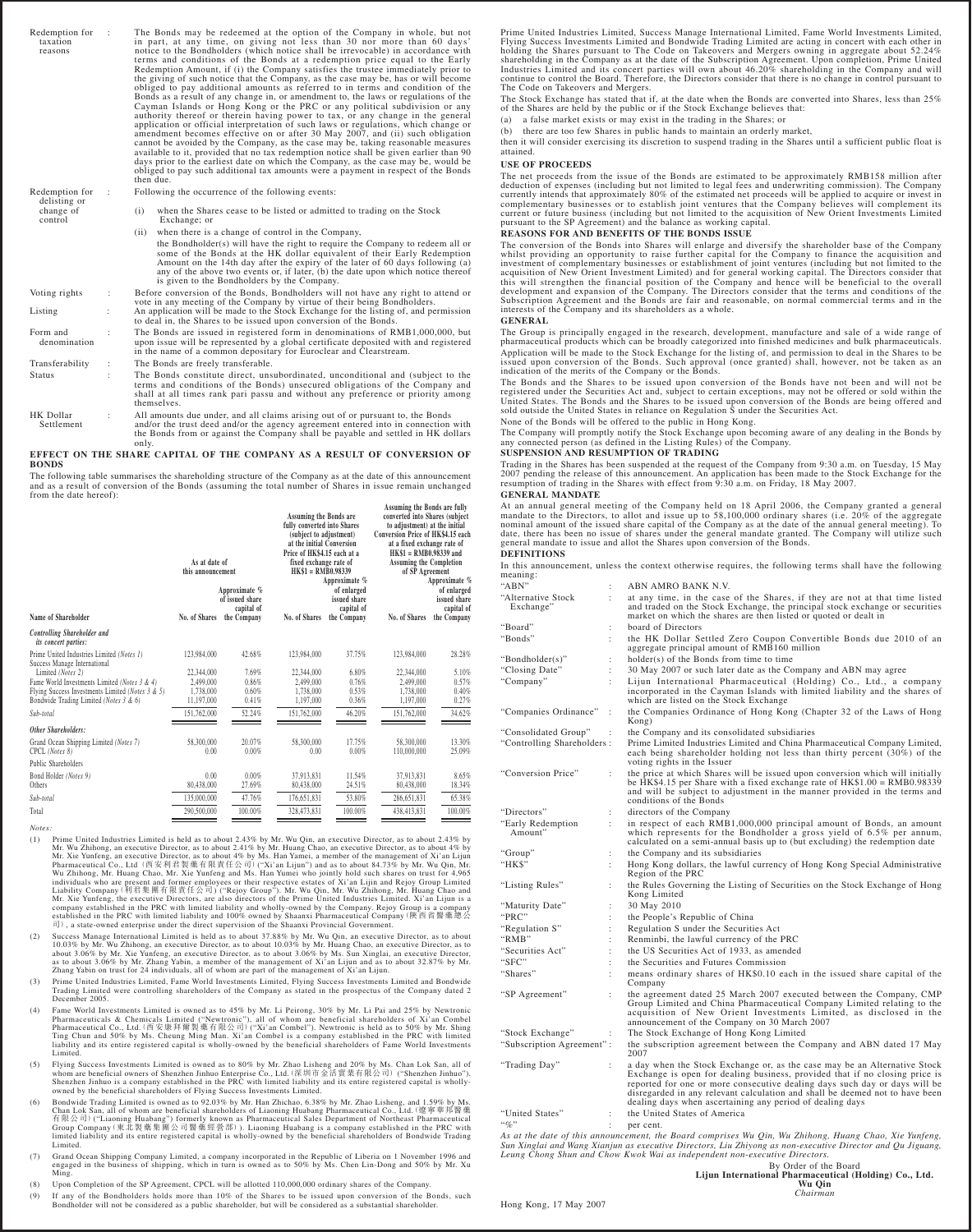| | | |
|---|---|---|
| Redemption for taxation reasons | : | The Bonds may be redeemed at the option of the Company in whole, but not in part, at any time, on giving not less than 30 nor more than 60 days' notice to the Bondholders (which notice shall be irrevocable) in accordance with terms and conditions of the Bonds at a redemption price equal to the Early Redemption Amount, if (i) the Company satisfies the trustee immediately prior to the giving of such notice that the Company, as the case may be, has or will become obliged to pay additional amounts as referred to in terms and condition of the Bonds as a result of any change in, or amendment to, the laws or regulations of the Cayman Islands or Hong Kong or the PRC or any political subdivision or any authority thereof or therein having power to tax, or any change in the general application or official interpretation of such laws or regulations, which change or amendment becomes effective on or after 30 May 2007, and (ii) such obligation cannot be avoided by the Company, as the case may be, taking reasonable measures available to it, provided that no tax redemption notice shall be given earlier than 90 days prior to the earliest date on which the Company, as the case may be, would be obliged to pay such additional tax amounts were a payment in respect of the Bonds then due. |
| Redemption for delisting or change of control | : | Following the occurrence of the following events:<br>(i) when the Shares cease to be listed or admitted to trading on the Stock Exchange; or<br>(ii) when there is a change of control in the Company,<br>the Bondholder(s) will have the right to require the Company to redeem all or some of the Bonds at the HK dollar equivalent of their Early Redemption Amount on the 14th day after the expiry of the later of 60 days following (a) any of the above two events or, if later, (b) the date upon which notice thereof is given to the Bondholders by the Company. |
| Voting rights | : | Before conversion of the Bonds, Bondholders will not have any right to attend or vote in any meeting of the Company by virtue of their being Bondholders. |
| Listing | : | An application will be made to the Stock Exchange for the listing of, and permission to deal in, the Shares to be issued upon conversion of the Bonds. |
| Form and denomination | : | The Bonds are issued in registered form in denominations of RMB1,000,000, but upon issue will be represented by a global certificate deposited with and registered in the name of a common depositary for Euroclear and Clearstream. |
| Transferability | : | The Bonds are freely transferable. |
| Status | : | The Bonds constitute direct, unsubordinated, unconditional and (subject to the terms and conditions of the Bonds) unsecured obligations of the Company and shall at all times rank pari passu and without any preference or priority among themselves. |
| HK Dollar Settlement | : | All amounts due under, and all claims arising out of or pursuant to, the Bonds and/or the trust deed and/or the agency agreement entered into in connection with the Bonds from or against the Company shall be payable and settled in HK dollars only. |

## EFFECT ON THE SHARE CAPITAL OF THE COMPANY AS A RESULT OF CONVERSION OF BONDS

The following table summarises the shareholding structure of the Company as at the date of this announcement and as a result of conversion of the Bonds (assuming the total number of Shares in issue remain unchanged from the date hereof):

| Name of Shareholder | As at date of this announcement | | Assuming the Bonds are fully converted into Shares (subject to adjustment) at the initial Conversion Price of HK$4.15 each at a fixed exchange rate of HK$1 = RMB0.98339 | | Assuming the Bonds are fully converted into Shares (subject to adjustment) at the initial Conversion Price of HK$4.15 each at a fixed exchange rate of HK$1 = RMB0.98339 and Assuming the Completion of SP Agreement | |
|---|---|---|---|---|---|---|
| | No. of Shares | Approximate % of issued share capital of the Company | No. of Shares | Approximate % of enlarged issued share capital of the Company | No. of Shares | Approximate % of enlarged issued share capital of the Company |
| *Controlling Shareholder and its concert parties:* | | | | | | |
| Prime United Industries Limited (Notes 1) | 123,984,000 | 42.68% | 123,984,000 | 37.75% | 123,984,000 | 28.28% |
| Success Manage International Limited (Notes 2) | 22,344,000 | 7.69% | 22,344,000 | 6.80% | 22,344,000 | 5.10% |
| Fame World Investments Limited (Notes 3 & 4) | 2,499,000 | 0.86% | 2,499,000 | 0.76% | 2,499,000 | 0.57% |
| Flying Success Investments Limited (Notes 3 & 5) | 1,738,000 | 0.60% | 1,738,000 | 0.53% | 1,738,000 | 0.40% |
| Bondwide Trading Limited (Notes 3 & 6) | 11,197,000 | 0.41% | 1,197,000 | 0.36% | 1,197,000 | 0.27% |
| *Sub-total* | 151,762,000 | 52.24% | 151,762,000 | 46.20% | 151,762,000 | 34.62% |
| *Other Shareholders:* | | | | | | |
| Grand Ocean Shipping Limited (Notes 7) | 58,300,000 | 20.07% | 58,300,000 | 17.75% | 58,300,000 | 13.30% |
| CPCL (Notes 8) | 0.00 | 0.00% | 0.00 | 0.00% | 110,000,000 | 25.09% |
| Public Shareholders | | | | | | |
| Bond Holder (Notes 9) | 0.00 | 0.00% | 37,913,831 | 11.54% | 37,913,831 | 8.65% |
| Others | 80,438,000 | 27.69% | 80,438,000 | 24.51% | 80,438,000 | 18.34% |
| *Sub-total* | 135,000,000 | 47.76% | 176,651,831 | 53.80% | 286,651,831 | 65.38% |
| Total | 290,500,000 | 100.00% | 328,473,831 | 100.00% | 438,413,831 | 100.00% |

*Notes:*

(1) Prime United Industries Limited is held as to about 2.43% by Mr. Wu Qin, an executive Director, as to about 2.43% by Mr. Wu Zhihong, an executive Director, as to about 2.41% by Mr. Huang Chao, an executive Director, as to about 4% by Mr. Xie Yunfeng, an executive Director, as to about 4% by Ms. Han Yamei, a member of the management of Xi'an Lijun Pharmaceutical Co., Ltd (西安利君製藥有限責任公司) ("Xi'an Lijun") and as to about 84.73% by Mr. Wu Qin, Mr. Wu Zhihong, Mr. Huang Chao, Mr. Xie Yunfeng and Ms. Han Yumei who jointly hold such shares on trust for 4,965 individuals who are present and former employees or their respective estates of Xi'an Lijin and Rejoy Group Limited Liability Company (利君集團有限責任公司) ("Rejoy Group"). Mr. Wu Qin, Mr. Wu Zhihong, Mr. Huang Chao and Mr. Xie Yunfeng, the executive Directors, are also directors of the Prime United Industries Limited. Xi'an Lijun is a company established in the PRC with limited liability and wholly-owned by the Company. Rejoy Group is a company established in the PRC with limited liability and 100% owned by Shaanxi Pharmaceutical Company (陝西省醫藥總公司), a state-owned enterprise under the direct supervision of the Shaanxi Provincial Government.

(2) Success Manage International Limited is held as to about 37.88% by Mr. Wu Qin, an executive Director, as to about 10.03% by Mr. Wu Zhihong, an executive Director, as to about 10.03% by Mr. Huang Chao, an executive Director, as to about 3.06% by Mr. Xie Yunfeng, an executive Director, as to about 3.06% by Ms. Sun Xinglai, an executive Director, as to about 3.06% by Mr. Zhang Yabin, a member of the management of Xi'an Lijun and as to about 32.87% by Mr. Zhang Yabin on trust for 24 individuals, all of whom are part of the management of Xi'an Lijun.

(3) Prime United Industries Limited, Fame World Investments Limited, Flying Success Investments Limited and Bondwide Trading Limited were controlling shareholders of the Company as stated in the prospectus of the Company dated 2 December 2005.

(4) Fame World Investments Limited is owned as to 45% by Mr. Li Peirong, 30% by Mr. Li Pai and 25% by Newtronic Pharmaceuticals & Chemicals Limited ("Newtronic"), all of whom are beneficial shareholders of Xi'an Combel Pharmaceutical Co., Ltd. (西安康拜爾製藥有限公司) ("Xi'an Combel"). Newtronic is held as to 50% by Mr. Shing Ting Chun and 50% by Ms. Cheung Ming Man. Xi'an Combel is a company established in the PRC with limited liability and its entire registered capital is wholly-owned by the beneficial shareholders of Fame World Investments Limited.

(5) Flying Success Investments Limited is owned as to 80% by Mr. Zhao Lisheng and 20% by Ms. Chan Lok San, all of whom are beneficial owners of Shenzhen Jinhuo Enterprise Co., Ltd. (深圳市金活實業有限公司) ("Shenzhen Jinhuo"). Shenzhen Jinhuo is a company established in the PRC with limited liability and its entire registered capital is wholly-owned by the beneficial shareholders of Flying Success Investments Limited.

(6) Bondwide Trading Limited is owned as to 92.03% by Mr. Han Zhichao, 6.38% by Mr. Zhao Lisheng, and 1.59% by Ms. Chan Lok San, all of whom are beneficial shareholders of Liaoning Huabang Pharmaceutical Co., Ltd. (遼寧華邦醫藥有限公司) ("Liaoning Huabang") formerly known as Pharmaceutical Sales Department of Northeast Pharmaceutical Group Company (東北製藥集團公司醫藥經營部). Liaoning Huabang is a company established in the PRC with limited liability and its entire registered capital is wholly-owned by the beneficial shareholders of Bondwide Trading Limited.

(7) Grand Ocean Shipping Company Limited, a company incorporated in the Republic of Liberia on 1 November 1996 and engaged in the business of shipping, which in turn is owned as to 50% by Ms. Chen Lin-Dong and 50% by Mr. Xu Ming.

(8) Upon Completion of the SP Agreement, CPCL will be allotted 110,000,000 ordinary shares of the Company.

(9) If any of the Bondholders holds more than 10% of the Shares to be issued upon conversion of the Bonds, such Bondholder will not be considered as a public shareholder, but will be considered as a substantial shareholder.

Prime United Industries Limited, Success Manage International Limited, Fame World Investments Limited, Flying Success Investments Limited and Bondwide Trading Limited are acting in concert with each other in holding the Shares pursuant to The Code on Takeovers and Mergers owning in aggregate about 52.24% shareholding in the Company as at the date of the Subscription Agreement. Upon completion, Prime United Industries Limited and its concert parties will own about 46.20% shareholding in the Company and will continue to control the Board. Therefore, the Directors consider that there is no change in control pursuant to The Code on Takeovers and Mergers.

The Stock Exchange has stated that if, at the date when the Bonds are converted into Shares, less than 25% of the Shares are held by the public or if the Stock Exchange believes that:

(a) a false market exists or may exist in the trading in the Shares; or

(b) there are too few Shares in public hands to maintain an orderly market,

then it will consider exercising its discretion to suspend trading in the Shares until a sufficient public float is attained.

## USE OF PROCEEDS

The net proceeds from the issue of the Bonds are estimated to be approximately RMB158 million after deduction of expenses (including but not limited to legal fees and underwriting commission). The Company currently intends that approximately 80% of the estimated net proceeds will be applied to acquire or invest in complementary businesses or to establish joint ventures that the Company believes will complement its current or future business (including but not limited to the acquisition of New Orient Investments Limited pursuant to the SP Agreement) and the balance as working capital.

## REASONS FOR AND BENEFITS OF THE BONDS ISSUE

The conversion of the Bonds into Shares will enlarge and diversify the shareholder base of the Company whilst providing an opportunity to raise further capital for the Company to finance the acquisition and investment of complementary businesses or establishment of joint ventures (including but not limited to the acquisition of New Orient Investment Limited) and for general working capital. The Directors consider that this will strengthen the financial position of the Company and hence will be beneficial to the overall development and expansion of the Company. The Directors consider that the terms and conditions of the Subscription Agreement and the Bonds are fair and reasonable, on normal commercial terms and in the interests of the Company and its shareholders as a whole.

## GENERAL

The Group is principally engaged in the research, development, manufacture and sale of a wide range of pharmaceutical products which can be broadly categorized into finished medicines and bulk pharmaceuticals.

Application will be made to the Stock Exchange for the listing of, and permission to deal in the Shares to be issued upon conversion of the Bonds. Such approval (once granted) shall, however, not be taken as an indication of the merits of the Company or the Bonds.

The Bonds and the Shares to be issued upon conversion of the Bonds have not been and will not be registered under the Securities Act and, subject to certain exceptions, may not be offered or sold within the United States. The Bonds and the Shares to be issued upon conversion of the Bonds are being offered and sold outside the United States in reliance on Regulation S under the Securities Act.

None of the Bonds will be offered to the public in Hong Kong.

The Company will promptly notify the Stock Exchange upon becoming aware of any dealing in the Bonds by any connected person (as defined in the Listing Rules) of the Company.

## SUSPENSION AND RESUMPTION OF TRADING

Trading in the Shares has been suspended at the request of the Company from 9:30 a.m. on Tuesday, 15 May 2007 pending the release of this announcement. An application has been made to the Stock Exchange for the resumption of trading in the Shares with effect from 9:30 a.m. on Friday, 18 May 2007.

## GENERAL MANDATE

At an annual general meeting of the Company held on 18 April 2006, the Company granted a general mandate to the Directors, to allot and issue up to 58,100,000 ordinary shares (i.e. 20% of the aggregate nominal amount of the issued share capital of the Company as at the date of the annual general meeting). To date, there has been no issue of shares under the general mandate granted. The Company will utilize such general mandate to issue and allot the Shares upon conversion of the Bonds.

## DEFINITIONS

In this announcement, unless the context otherwise requires, the following terms shall have the following meaning:

| | | |
|---|---|---|
| "ABN" | : | ABN AMRO BANK N.V. |
| "Alternative Stock Exchange" | : | at any time, in the case of the Shares, if they are not at that time listed and traded on the Stock Exchange, the principal stock exchange or securities market on which the shares are then listed or quoted or dealt in |
| "Board" | : | board of Directors |
| "Bonds" | : | the HK Dollar Settled Zero Coupon Convertible Bonds due 2010 of an aggregate principal amount of RMB160 million |
| "Bondholder(s)" | : | holder(s) of the Bonds from time to time |
| "Closing Date" | : | 30 May 2007 or such later date as the Company and ABN may agree |
| "Company" | : | Lijun International Pharmaceutical (Holding) Co., Ltd., a company incorporated in the Cayman Islands with limited liability and the shares of which are listed on the Stock Exchange |
| "Companies Ordinance" | : | the Companies Ordinance of Hong Kong (Chapter 32 of the Laws of Hong Kong) |
| "Consolidated Group" | : | the Company and its consolidated subsidiaries |
| "Controlling Shareholders" | : | Prime Limited Industries Limited and China Pharmaceutical Company Limited, each being shareholder holding not less than thirty percent (30%) of the voting rights in the Issuer |
| "Conversion Price" | : | the price at which Shares will be issued upon conversion which will initially be HK$4.15 per Share with a fixed exchange rate of HK$1.00 = RMB0.98339 and will be subject to adjustment in the manner provided in the terms and conditions of the Bonds |
| "Directors" | : | directors of the Company |
| "Early Redemption Amount" | : | in respect of each RMB1,000,000 principal amount of Bonds, an amount which represents for the Bondholder a gross yield of 6.5% per annum, calculated on a semi-annual basis up to (but excluding) the redemption date |
| "Group" | : | the Company and its subsidiaries |
| "HK$" | : | Hong Kong dollars, the lawful currency of Hong Kong Special Administrative Region of the PRC |
| "Listing Rules" | : | the Rules Governing the Listing of Securities on the Stock Exchange of Hong Kong Limited |
| "Maturity Date" | : | 30 May 2010 |
| "PRC" | : | the People's Republic of China |
| "Regulation S" | : | Regulation S under the Securities Act |
| "RMB" | : | Renminbi, the lawful currency of the PRC |
| "Securities Act" | : | the US Securities Act of 1933, as amended |
| "SFC" | : | the Securities and Futures Commission |
| "Shares" | : | means ordinary shares of HK$0.10 each in the issued share capital of the Company |
| "SP Agreement" | : | the agreement dated 25 March 2007 executed between the Company, CMP Group Limited and China Pharmaceutical Company Limited relating to the acquisition of New Orient Investments Limited, as disclosed in the announcement of the Company on 30 March 2007 |
| "Stock Exchange" | : | The Stock Exchange of Hong Kong Limited |
| "Subscription Agreement" | : | the subscription agreement between the Company and ABN dated 17 May 2007 |
| "Trading Day" | : | a day when the Stock Exchange or, as the case may be an Alternative Stock Exchange is open for dealing business, provided that if no closing price is reported for one or more consecutive dealing days such day or days will be disregarded in any relevant calculation and shall be deemed not to have been dealing days when ascertaining any period of dealing days |
| "United States" | : | the United States of America |
| "%" | : | per cent. |

*As at the date of this announcement, the Board comprises Wu Qin, Wu Zhihong, Huang Chao, Xie Yunfeng, Sun Xinglai and Wang Xianjun as executive Directors, Liu Zhiyong as non-executive Director and Qu Jiguang, Leung Chong Shun and Chow Kwok Wai as independent non-executive Directors.*

By Order of the Board
**Lijun International Pharmaceutical (Holding) Co., Ltd.**
**Wu Qin**
*Chairman*

Hong Kong, 17 May 2007